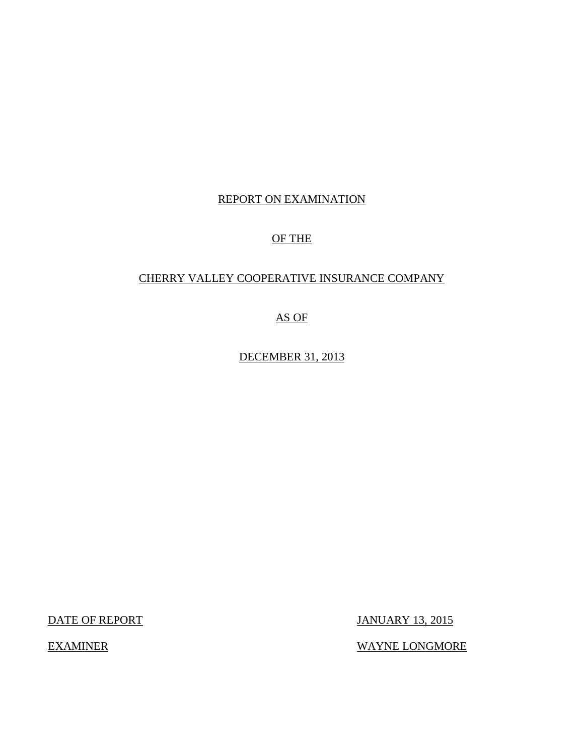REPORT ON EXAMINATION

OF THE

CHERRY VALLEY COOPERATIVE INSURANCE COMPANY

AS OF

DECEMBER 31, 2013

| | |
|---|---|
| DATE OF REPORT | JANUARY 13, 2015 |
| EXAMINER | WAYNE LONGMORE |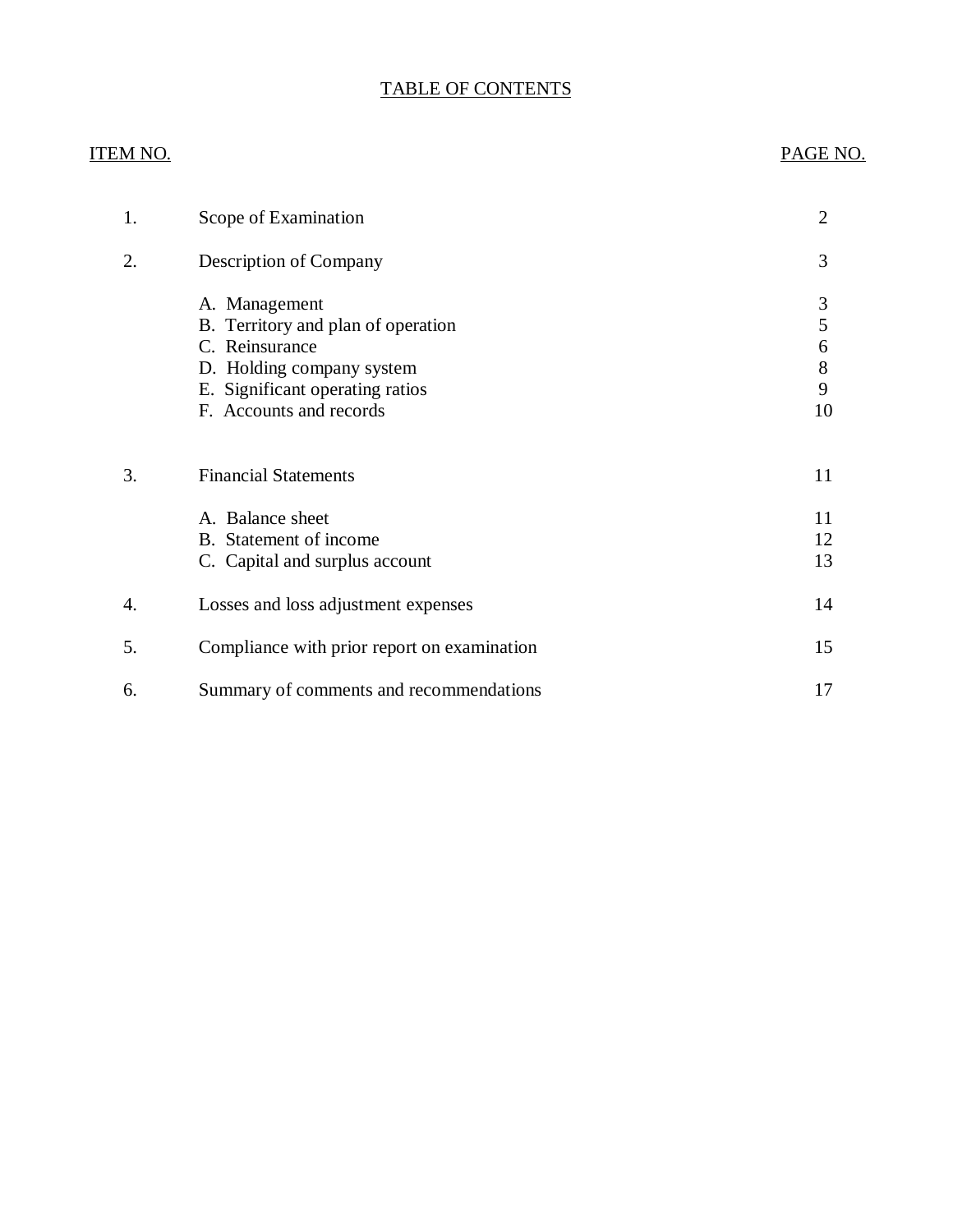# TABLE OF CONTENTS

| ITEM NO. | | PAGE NO. |
|---|---|---|
| 1. | Scope of Examination | 2 |
| 2. | Description of Company | 3 |
| | A. Management | 3 |
| | B. Territory and plan of operation | 5 |
| | C. Reinsurance | 6 |
| | D. Holding company system | 8 |
| | E. Significant operating ratios | 9 |
| | F. Accounts and records | 10 |
| 3. | Financial Statements | 11 |
| | A. Balance sheet | 11 |
| | B. Statement of income | 12 |
| | C. Capital and surplus account | 13 |
| 4. | Losses and loss adjustment expenses | 14 |
| 5. | Compliance with prior report on examination | 15 |
| 6. | Summary of comments and recommendations | 17 |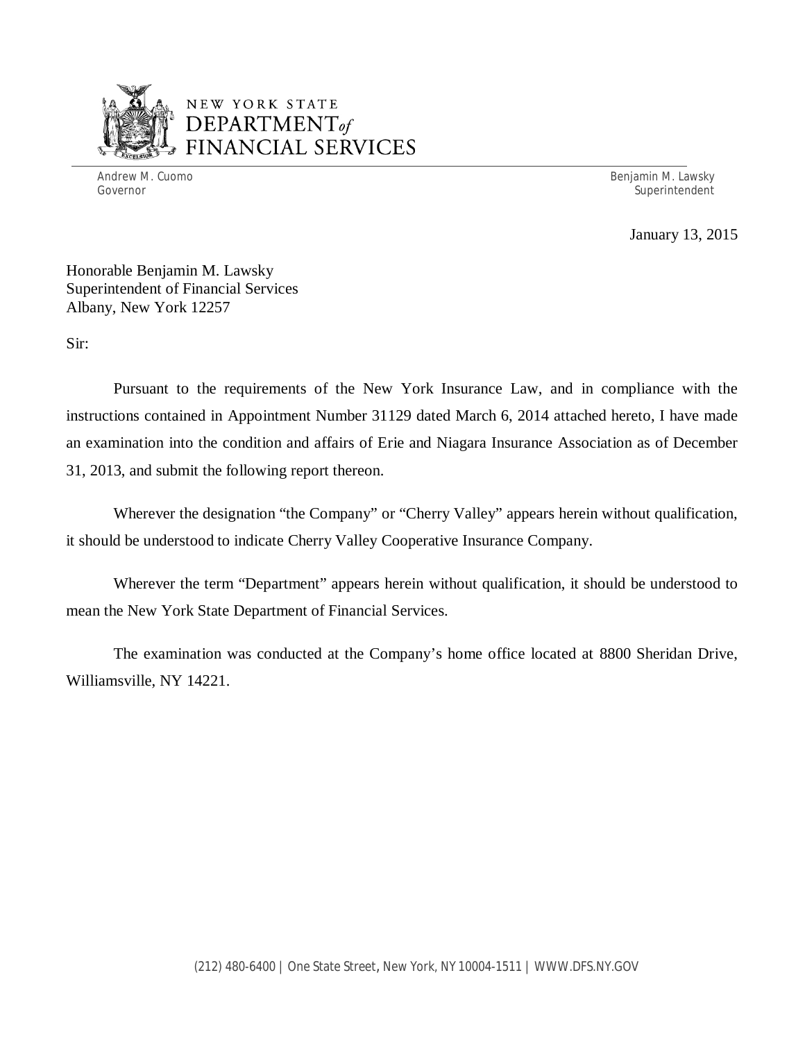NEW YORK STATE
DEPARTMENT *of*
FINANCIAL SERVICES

Andrew M. Cuomo
Governor

Benjamin M. Lawsky
Superintendent

January 13, 2015

Honorable Benjamin M. Lawsky
Superintendent of Financial Services
Albany, New York 12257

Sir:

Pursuant to the requirements of the New York Insurance Law, and in compliance with the instructions contained in Appointment Number 31129 dated March 6, 2014 attached hereto, I have made an examination into the condition and affairs of Erie and Niagara Insurance Association as of December 31, 2013, and submit the following report thereon.

Wherever the designation "the Company" or "Cherry Valley" appears herein without qualification, it should be understood to indicate Cherry Valley Cooperative Insurance Company.

Wherever the term "Department" appears herein without qualification, it should be understood to mean the New York State Department of Financial Services.

The examination was conducted at the Company's home office located at 8800 Sheridan Drive, Williamsville, NY 14221.

(212) 480-6400 | One State Street, New York, NY 10004-1511 | WWW.DFS.NY.GOV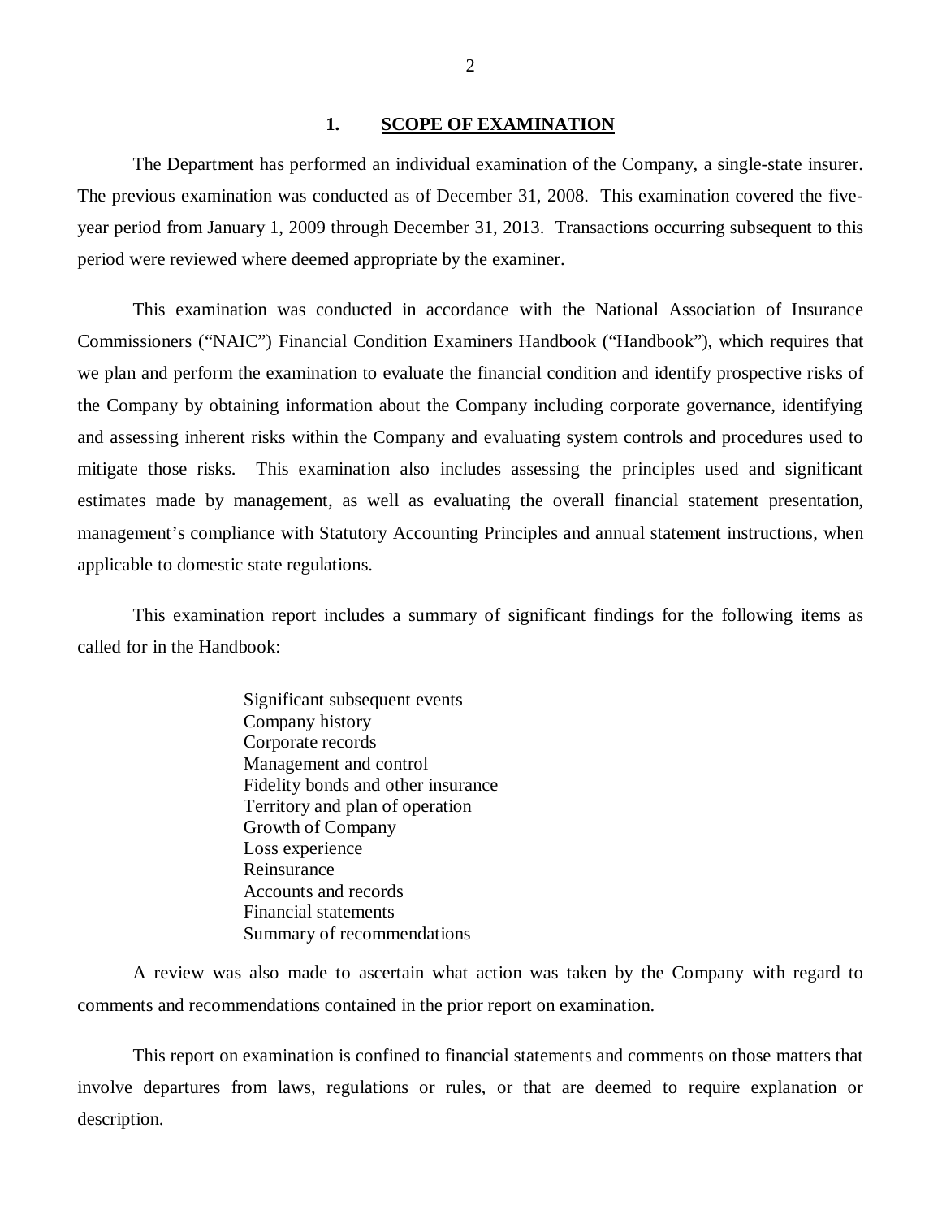## 1. SCOPE OF EXAMINATION

The Department has performed an individual examination of the Company, a single-state insurer. The previous examination was conducted as of December 31, 2008. This examination covered the five-year period from January 1, 2009 through December 31, 2013. Transactions occurring subsequent to this period were reviewed where deemed appropriate by the examiner.

This examination was conducted in accordance with the National Association of Insurance Commissioners ("NAIC") Financial Condition Examiners Handbook ("Handbook"), which requires that we plan and perform the examination to evaluate the financial condition and identify prospective risks of the Company by obtaining information about the Company including corporate governance, identifying and assessing inherent risks within the Company and evaluating system controls and procedures used to mitigate those risks. This examination also includes assessing the principles used and significant estimates made by management, as well as evaluating the overall financial statement presentation, management's compliance with Statutory Accounting Principles and annual statement instructions, when applicable to domestic state regulations.

This examination report includes a summary of significant findings for the following items as called for in the Handbook:

Significant subsequent events
Company history
Corporate records
Management and control
Fidelity bonds and other insurance
Territory and plan of operation
Growth of Company
Loss experience
Reinsurance
Accounts and records
Financial statements
Summary of recommendations

A review was also made to ascertain what action was taken by the Company with regard to comments and recommendations contained in the prior report on examination.

This report on examination is confined to financial statements and comments on those matters that involve departures from laws, regulations or rules, or that are deemed to require explanation or description.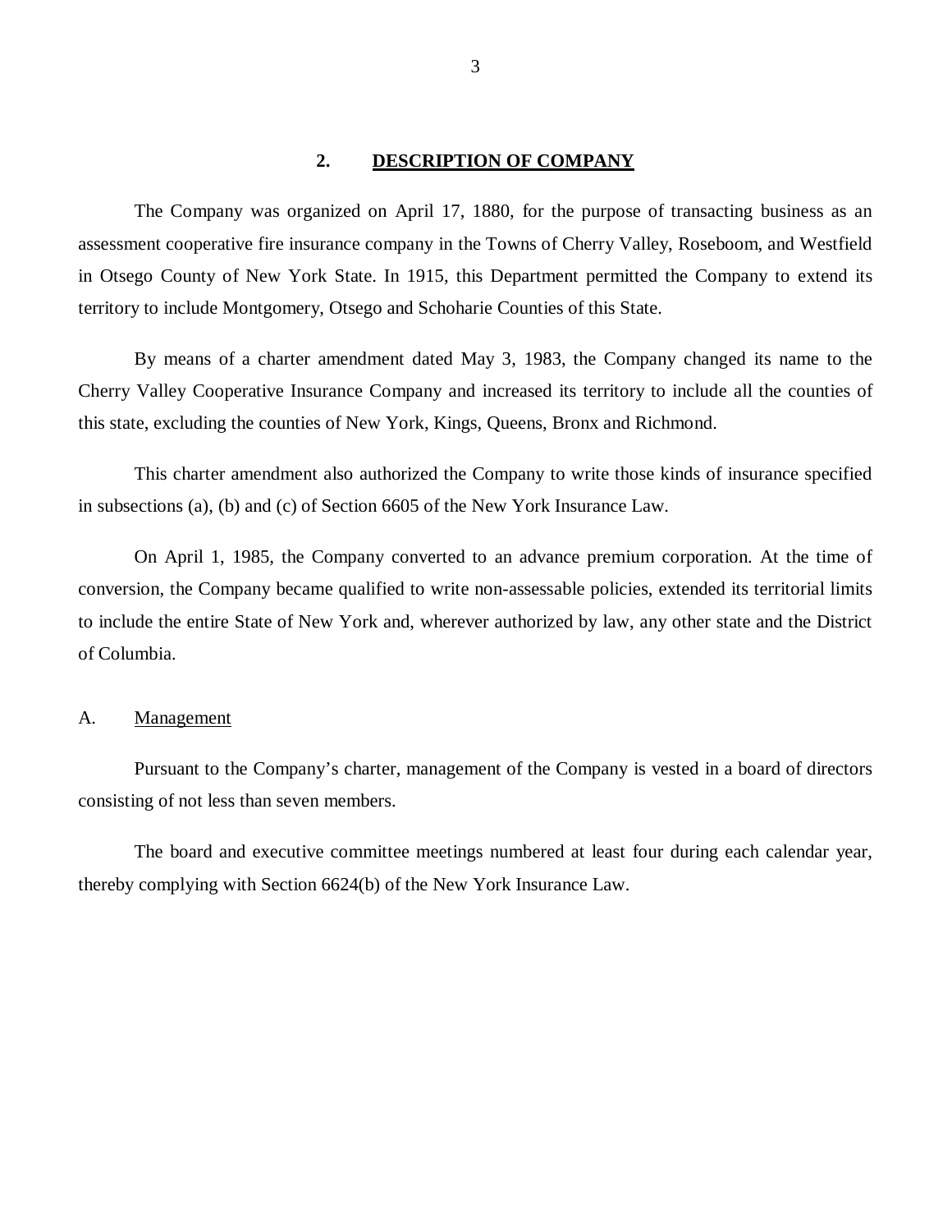## 2. DESCRIPTION OF COMPANY

The Company was organized on April 17, 1880, for the purpose of transacting business as an assessment cooperative fire insurance company in the Towns of Cherry Valley, Roseboom, and Westfield in Otsego County of New York State. In 1915, this Department permitted the Company to extend its territory to include Montgomery, Otsego and Schoharie Counties of this State.

By means of a charter amendment dated May 3, 1983, the Company changed its name to the Cherry Valley Cooperative Insurance Company and increased its territory to include all the counties of this state, excluding the counties of New York, Kings, Queens, Bronx and Richmond.

This charter amendment also authorized the Company to write those kinds of insurance specified in subsections (a), (b) and (c) of Section 6605 of the New York Insurance Law.

On April 1, 1985, the Company converted to an advance premium corporation. At the time of conversion, the Company became qualified to write non-assessable policies, extended its territorial limits to include the entire State of New York and, wherever authorized by law, any other state and the District of Columbia.

### A. Management

Pursuant to the Company's charter, management of the Company is vested in a board of directors consisting of not less than seven members.

The board and executive committee meetings numbered at least four during each calendar year, thereby complying with Section 6624(b) of the New York Insurance Law.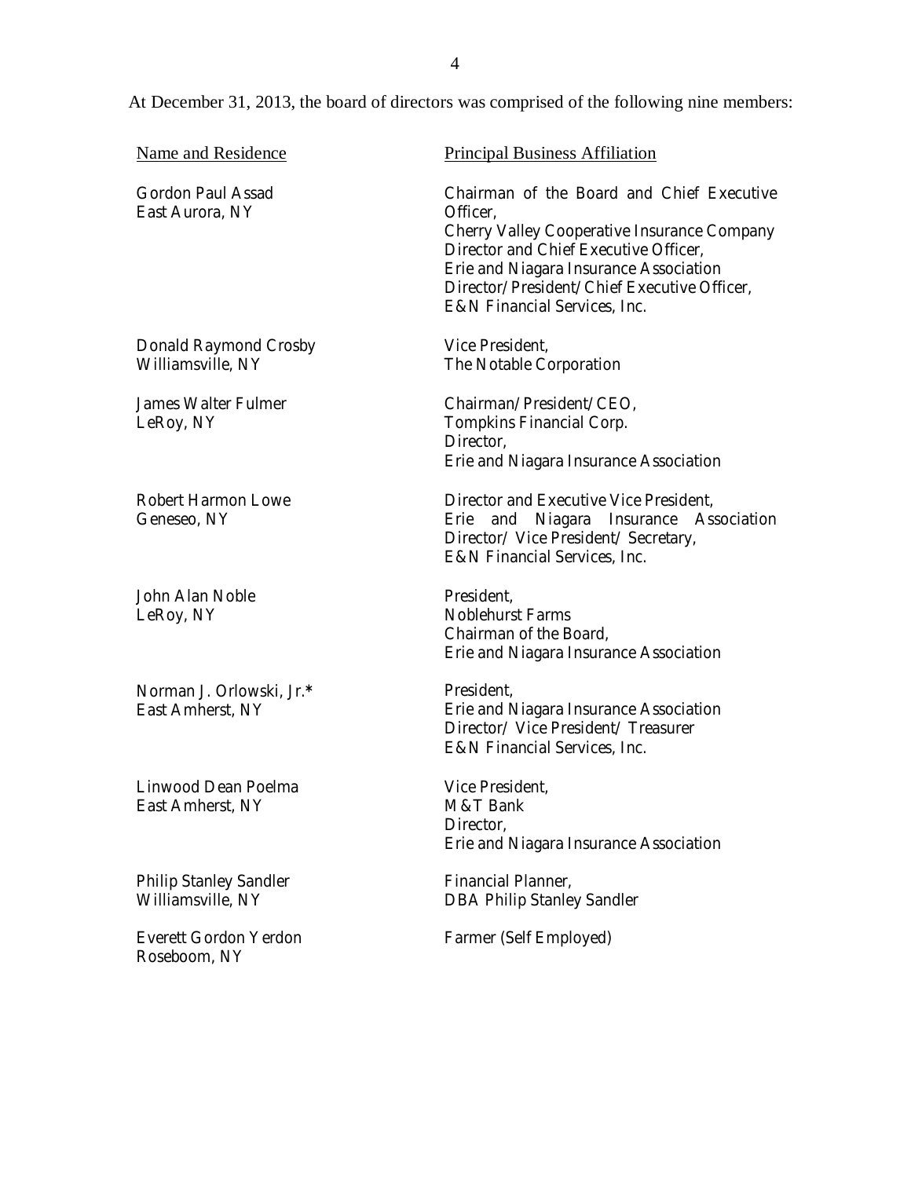At December 31, 2013, the board of directors was comprised of the following nine members:

| Name and Residence | Principal Business Affiliation |
|---|---|
| Gordon Paul Assad<br>East Aurora, NY | Chairman of the Board and Chief Executive Officer,<br>Cherry Valley Cooperative Insurance Company<br>Director and Chief Executive Officer,<br>Erie and Niagara Insurance Association<br>Director/President/Chief Executive Officer,<br>E&N Financial Services, Inc. |
| Donald Raymond Crosby<br>Williamsville, NY | Vice President,<br>The Notable Corporation |
| James Walter Fulmer<br>LeRoy, NY | Chairman/President/CEO,<br>Tompkins Financial Corp.<br>Director,<br>Erie and Niagara Insurance Association |
| Robert Harmon Lowe<br>Geneseo, NY | Director and Executive Vice President,<br>Erie and Niagara Insurance Association<br>Director/ Vice President/ Secretary,<br>E&N Financial Services, Inc. |
| John Alan Noble<br>LeRoy, NY | President,<br>Noblehurst Farms<br>Chairman of the Board,<br>Erie and Niagara Insurance Association |
| Norman J. Orlowski, Jr.*<br>East Amherst, NY | President,<br>Erie and Niagara Insurance Association<br>Director/ Vice President/ Treasurer<br>E&N Financial Services, Inc. |
| Linwood Dean Poelma<br>East Amherst, NY | Vice President,<br>M&T Bank<br>Director,<br>Erie and Niagara Insurance Association |
| Philip Stanley Sandler<br>Williamsville, NY | Financial Planner,<br>DBA Philip Stanley Sandler |
| Everett Gordon Yerdon<br>Roseboom, NY | Farmer (Self Employed) |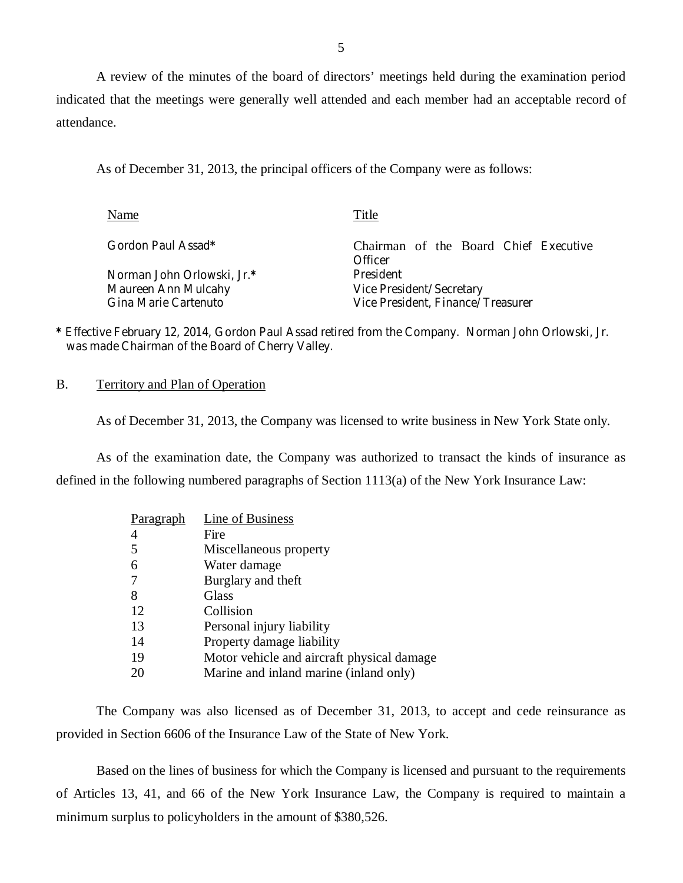A review of the minutes of the board of directors' meetings held during the examination period indicated that the meetings were generally well attended and each member had an acceptable record of attendance.

As of December 31, 2013, the principal officers of the Company were as follows:

| Name | Title |
|---|---|
| Gordon Paul Assad* | Chairman of the Board Chief Executive Officer |
| Norman John Orlowski, Jr.* | President |
| Maureen Ann Mulcahy | Vice President/Secretary |
| Gina Marie Cartenuto | Vice President, Finance/Treasurer |

* Effective February 12, 2014, Gordon Paul Assad retired from the Company. Norman John Orlowski, Jr. was made Chairman of the Board of Cherry Valley.

## B. Territory and Plan of Operation

As of December 31, 2013, the Company was licensed to write business in New York State only.

As of the examination date, the Company was authorized to transact the kinds of insurance as defined in the following numbered paragraphs of Section 1113(a) of the New York Insurance Law:

| Paragraph | Line of Business |
|---|---|
| 4 | Fire |
| 5 | Miscellaneous property |
| 6 | Water damage |
| 7 | Burglary and theft |
| 8 | Glass |
| 12 | Collision |
| 13 | Personal injury liability |
| 14 | Property damage liability |
| 19 | Motor vehicle and aircraft physical damage |
| 20 | Marine and inland marine (inland only) |

The Company was also licensed as of December 31, 2013, to accept and cede reinsurance as provided in Section 6606 of the Insurance Law of the State of New York.

Based on the lines of business for which the Company is licensed and pursuant to the requirements of Articles 13, 41, and 66 of the New York Insurance Law, the Company is required to maintain a minimum surplus to policyholders in the amount of $380,526.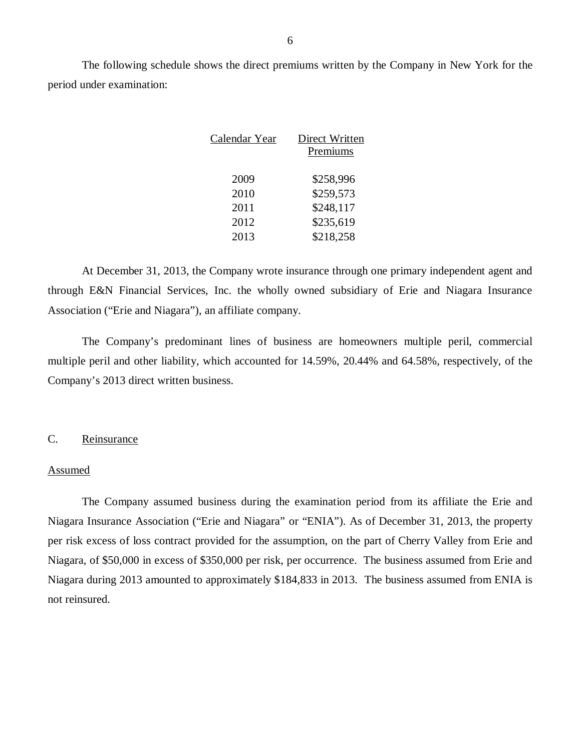The following schedule shows the direct premiums written by the Company in New York for the period under examination:

| Calendar Year | Direct Written Premiums |
|---|---|
| 2009 | $258,996 |
| 2010 | $259,573 |
| 2011 | $248,117 |
| 2012 | $235,619 |
| 2013 | $218,258 |

At December 31, 2013, the Company wrote insurance through one primary independent agent and through E&N Financial Services, Inc. the wholly owned subsidiary of Erie and Niagara Insurance Association ("Erie and Niagara"), an affiliate company.

The Company's predominant lines of business are homeowners multiple peril, commercial multiple peril and other liability, which accounted for 14.59%, 20.44% and 64.58%, respectively, of the Company's 2013 direct written business.

## C. Reinsurance

### Assumed

The Company assumed business during the examination period from its affiliate the Erie and Niagara Insurance Association ("Erie and Niagara" or "ENIA"). As of December 31, 2013, the property per risk excess of loss contract provided for the assumption, on the part of Cherry Valley from Erie and Niagara, of $50,000 in excess of $350,000 per risk, per occurrence. The business assumed from Erie and Niagara during 2013 amounted to approximately $184,833 in 2013. The business assumed from ENIA is not reinsured.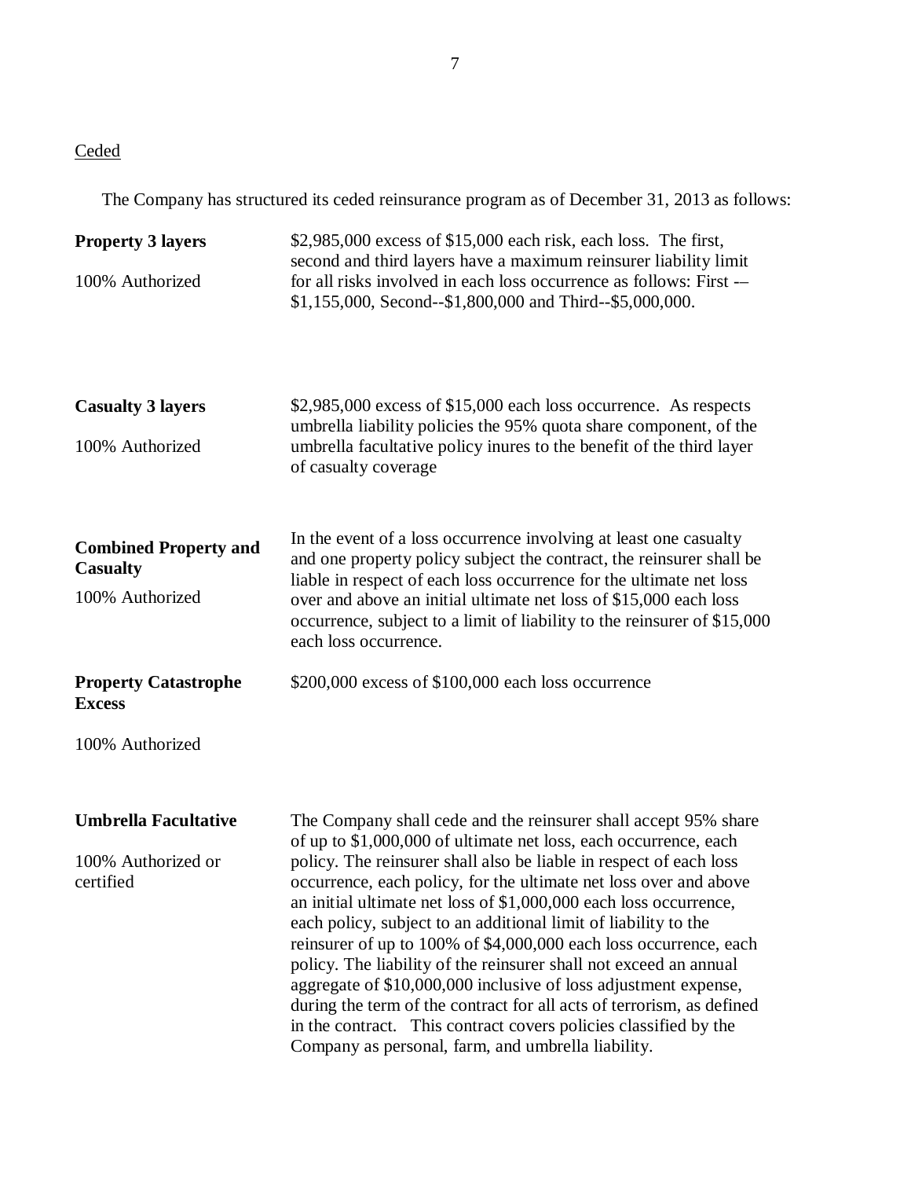<u>Ceded</u>

The Company has structured its ceded reinsurance program as of December 31, 2013 as follows:

| | |
|---|---|
| **Property 3 layers**<br><br>100% Authorized | \$2,985,000 excess of \$15,000 each risk, each loss. The first, second and third layers have a maximum reinsurer liability limit for all risks involved in each loss occurrence as follows: First -– \$1,155,000, Second--\$1,800,000 and Third--\$5,000,000. |
| **Casualty 3 layers**<br><br>100% Authorized | \$2,985,000 excess of \$15,000 each loss occurrence. As respects umbrella liability policies the 95% quota share component, of the umbrella facultative policy inures to the benefit of the third layer of casualty coverage |
| **Combined Property and Casualty**<br><br>100% Authorized | In the event of a loss occurrence involving at least one casualty and one property policy subject the contract, the reinsurer shall be liable in respect of each loss occurrence for the ultimate net loss over and above an initial ultimate net loss of \$15,000 each loss occurrence, subject to a limit of liability to the reinsurer of \$15,000 each loss occurrence. |
| **Property Catastrophe Excess**<br><br>100% Authorized | \$200,000 excess of \$100,000 each loss occurrence |
| **Umbrella Facultative**<br><br>100% Authorized or certified | The Company shall cede and the reinsurer shall accept 95% share of up to \$1,000,000 of ultimate net loss, each occurrence, each policy. The reinsurer shall also be liable in respect of each loss occurrence, each policy, for the ultimate net loss over and above an initial ultimate net loss of \$1,000,000 each loss occurrence, each policy, subject to an additional limit of liability to the reinsurer of up to 100% of \$4,000,000 each loss occurrence, each policy. The liability of the reinsurer shall not exceed an annual aggregate of \$10,000,000 inclusive of loss adjustment expense, during the term of the contract for all acts of terrorism, as defined in the contract. This contract covers policies classified by the Company as personal, farm, and umbrella liability. |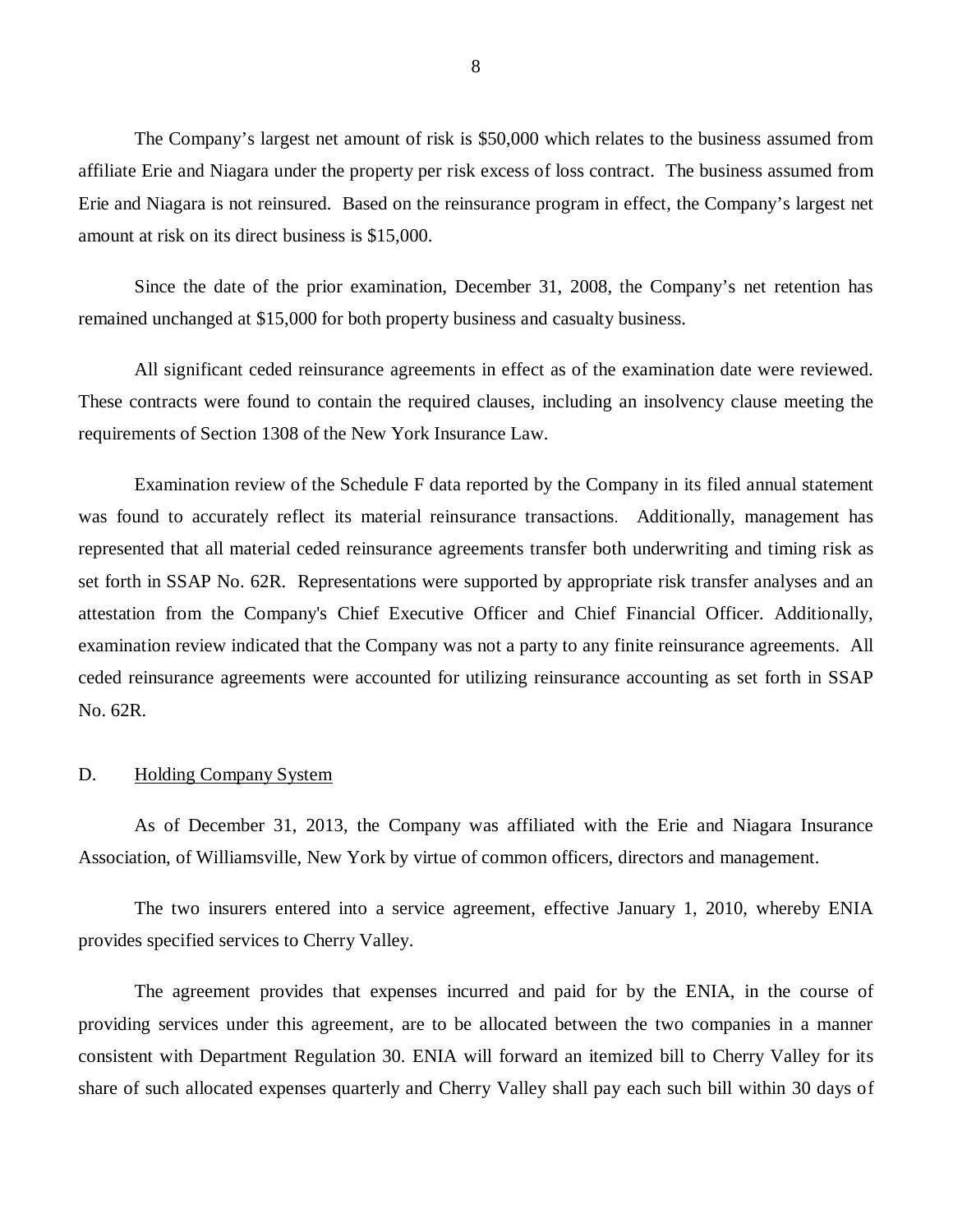The Company's largest net amount of risk is $50,000 which relates to the business assumed from affiliate Erie and Niagara under the property per risk excess of loss contract. The business assumed from Erie and Niagara is not reinsured. Based on the reinsurance program in effect, the Company's largest net amount at risk on its direct business is $15,000.

Since the date of the prior examination, December 31, 2008, the Company's net retention has remained unchanged at $15,000 for both property business and casualty business.

All significant ceded reinsurance agreements in effect as of the examination date were reviewed. These contracts were found to contain the required clauses, including an insolvency clause meeting the requirements of Section 1308 of the New York Insurance Law.

Examination review of the Schedule F data reported by the Company in its filed annual statement was found to accurately reflect its material reinsurance transactions. Additionally, management has represented that all material ceded reinsurance agreements transfer both underwriting and timing risk as set forth in SSAP No. 62R. Representations were supported by appropriate risk transfer analyses and an attestation from the Company's Chief Executive Officer and Chief Financial Officer. Additionally, examination review indicated that the Company was not a party to any finite reinsurance agreements. All ceded reinsurance agreements were accounted for utilizing reinsurance accounting as set forth in SSAP No. 62R.

## D. Holding Company System

As of December 31, 2013, the Company was affiliated with the Erie and Niagara Insurance Association, of Williamsville, New York by virtue of common officers, directors and management.

The two insurers entered into a service agreement, effective January 1, 2010, whereby ENIA provides specified services to Cherry Valley.

The agreement provides that expenses incurred and paid for by the ENIA, in the course of providing services under this agreement, are to be allocated between the two companies in a manner consistent with Department Regulation 30. ENIA will forward an itemized bill to Cherry Valley for its share of such allocated expenses quarterly and Cherry Valley shall pay each such bill within 30 days of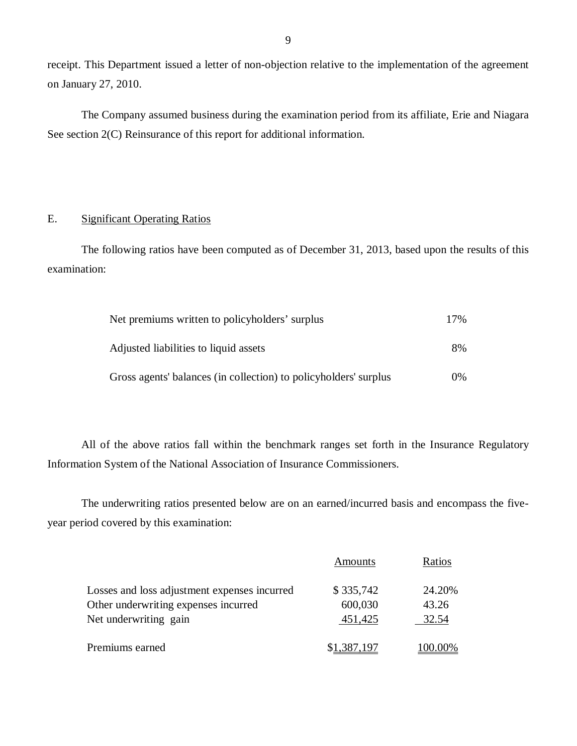receipt. This Department issued a letter of non-objection relative to the implementation of the agreement on January 27, 2010.

The Company assumed business during the examination period from its affiliate, Erie and Niagara See section 2(C) Reinsurance of this report for additional information.

## E. Significant Operating Ratios

The following ratios have been computed as of December 31, 2013, based upon the results of this examination:

| | |
|---|---|
| Net premiums written to policyholders' surplus | 17% |
| Adjusted liabilities to liquid assets | 8% |
| Gross agents' balances (in collection) to policyholders' surplus | 0% |

All of the above ratios fall within the benchmark ranges set forth in the Insurance Regulatory Information System of the National Association of Insurance Commissioners.

The underwriting ratios presented below are on an earned/incurred basis and encompass the five-year period covered by this examination:

| | Amounts | Ratios |
|---|---|---|
| Losses and loss adjustment expenses incurred | $ 335,742 | 24.20% |
| Other underwriting expenses incurred | 600,030 | 43.26 |
| Net underwriting gain | 451,425 | 32.54 |
| Premiums earned | $1,387,197 | 100.00% |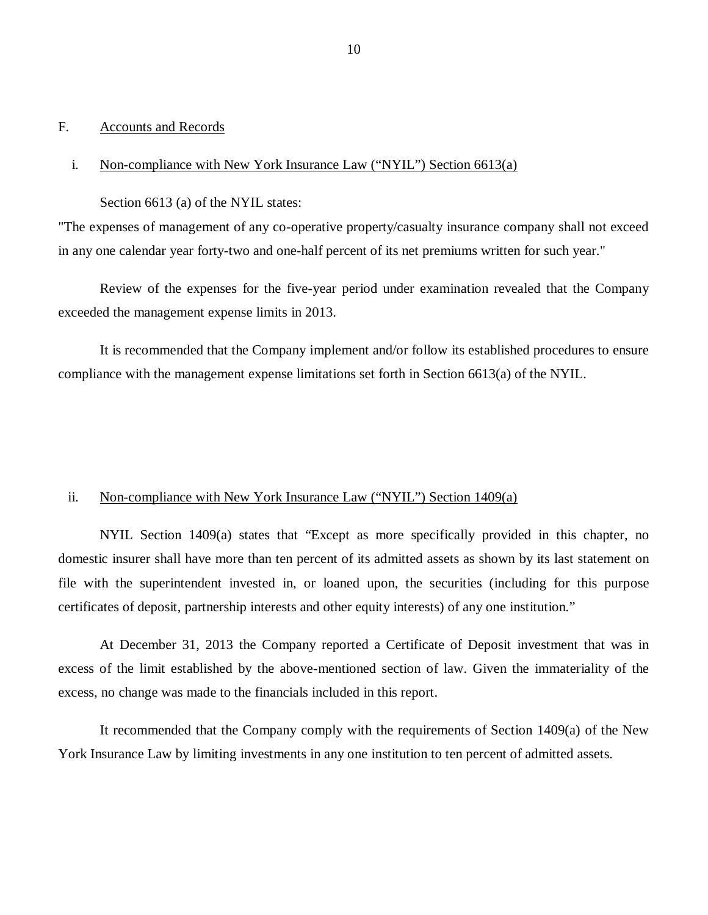## F. Accounts and Records

### i. Non-compliance with New York Insurance Law ("NYIL") Section 6613(a)

Section 6613 (a) of the NYIL states:

"The expenses of management of any co-operative property/casualty insurance company shall not exceed in any one calendar year forty-two and one-half percent of its net premiums written for such year."

Review of the expenses for the five-year period under examination revealed that the Company exceeded the management expense limits in 2013.

It is recommended that the Company implement and/or follow its established procedures to ensure compliance with the management expense limitations set forth in Section 6613(a) of the NYIL.

### ii. Non-compliance with New York Insurance Law ("NYIL") Section 1409(a)

NYIL Section 1409(a) states that "Except as more specifically provided in this chapter, no domestic insurer shall have more than ten percent of its admitted assets as shown by its last statement on file with the superintendent invested in, or loaned upon, the securities (including for this purpose certificates of deposit, partnership interests and other equity interests) of any one institution."

At December 31, 2013 the Company reported a Certificate of Deposit investment that was in excess of the limit established by the above-mentioned section of law. Given the immateriality of the excess, no change was made to the financials included in this report.

It recommended that the Company comply with the requirements of Section 1409(a) of the New York Insurance Law by limiting investments in any one institution to ten percent of admitted assets.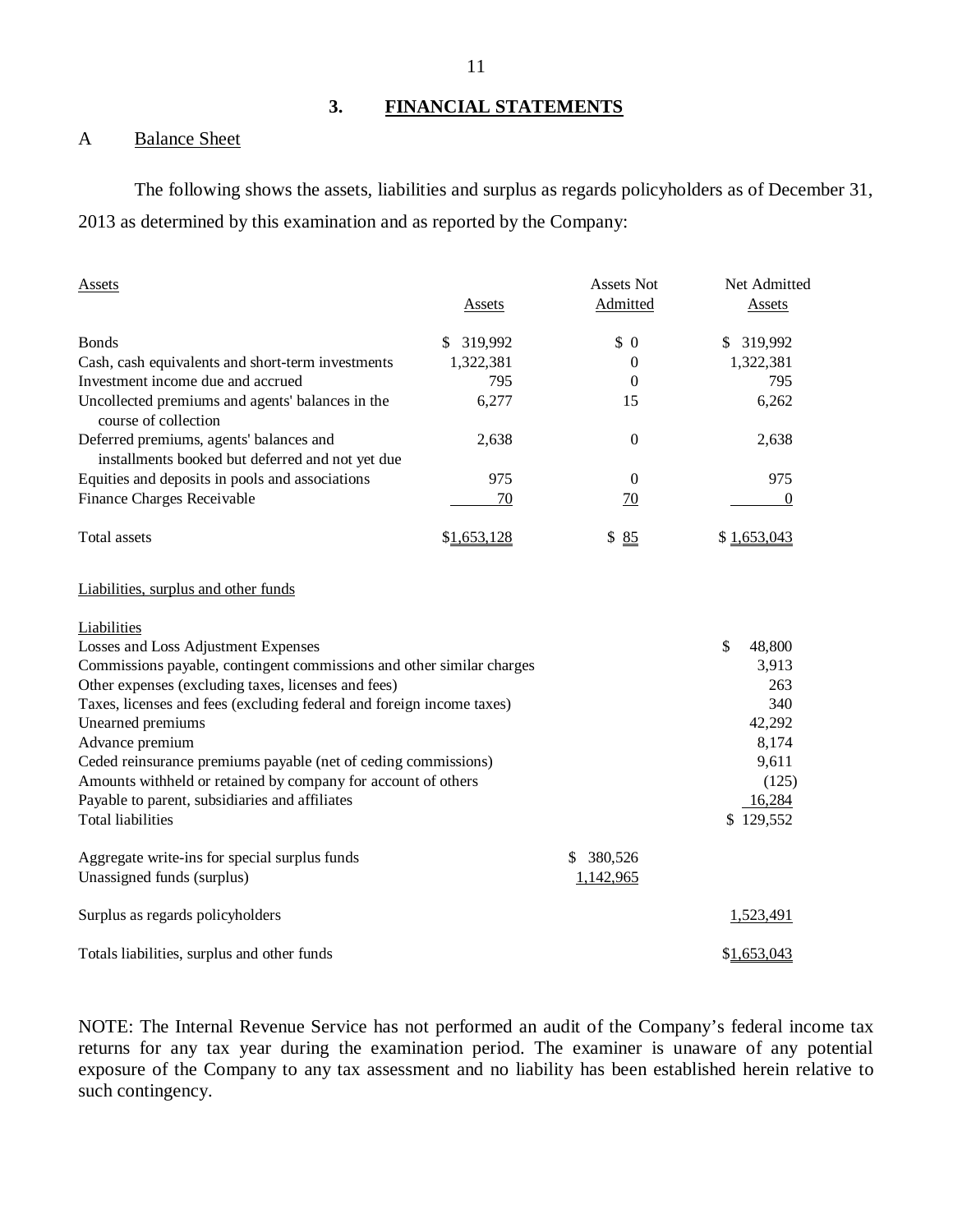## 3. FINANCIAL STATEMENTS

### A Balance Sheet

The following shows the assets, liabilities and surplus as regards policyholders as of December 31, 2013 as determined by this examination and as reported by the Company:

| Assets | Assets | Assets Not Admitted | Net Admitted Assets |
|---|---|---|---|
| Bonds | $ 319,992 | $ 0 | $ 319,992 |
| Cash, cash equivalents and short-term investments | 1,322,381 | 0 | 1,322,381 |
| Investment income due and accrued | 795 | 0 | 795 |
| Uncollected premiums and agents' balances in the course of collection | 6,277 | 15 | 6,262 |
| Deferred premiums, agents' balances and installments booked but deferred and not yet due | 2,638 | 0 | 2,638 |
| Equities and deposits in pools and associations | 975 | 0 | 975 |
| Finance Charges Receivable | 70 | 70 | 0 |
| Total assets | $1,653,128 | $ 85 | $ 1,653,043 |

| Liabilities, surplus and other funds | | |
|---|---|---|
| **Liabilities** | | |
| Losses and Loss Adjustment Expenses | | $ 48,800 |
| Commissions payable, contingent commissions and other similar charges | | 3,913 |
| Other expenses (excluding taxes, licenses and fees) | | 263 |
| Taxes, licenses and fees (excluding federal and foreign income taxes) | | 340 |
| Unearned premiums | | 42,292 |
| Advance premium | | 8,174 |
| Ceded reinsurance premiums payable (net of ceding commissions) | | 9,611 |
| Amounts withheld or retained by company for account of others | | (125) |
| Payable to parent, subsidiaries and affiliates | | 16,284 |
| Total liabilities | | $ 129,552 |
| Aggregate write-ins for special surplus funds | $ 380,526 | |
| Unassigned funds (surplus) | 1,142,965 | |
| Surplus as regards policyholders | | 1,523,491 |
| Totals liabilities, surplus and other funds | | $1,653,043 |

NOTE: The Internal Revenue Service has not performed an audit of the Company's federal income tax returns for any tax year during the examination period. The examiner is unaware of any potential exposure of the Company to any tax assessment and no liability has been established herein relative to such contingency.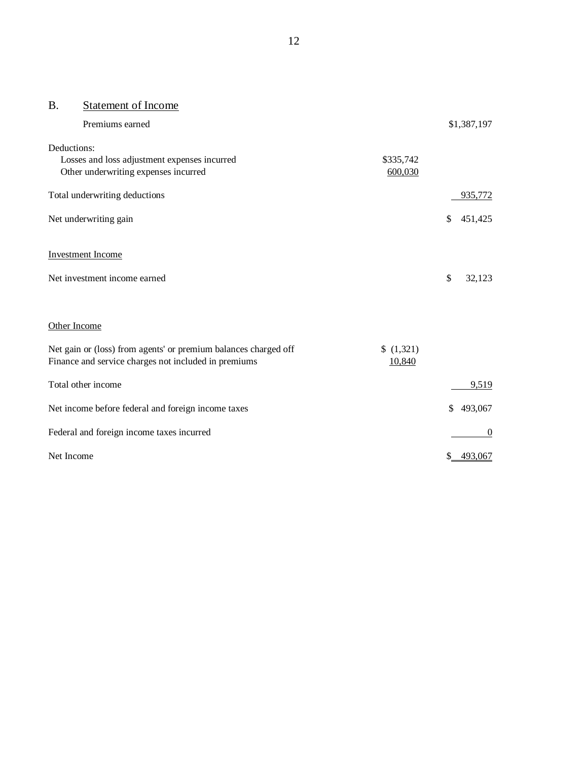## B. Statement of Income

| | | |
|---|---|---|
| Premiums earned | | $1,387,197 |
| Deductions: | | |
| Losses and loss adjustment expenses incurred | $335,742 | |
| Other underwriting expenses incurred | 600,030 | |
| Total underwriting deductions | | 935,772 |
| Net underwriting gain | | $ 451,425 |
| Investment Income | | |
| Net investment income earned | | $ 32,123 |
| Other Income | | |
| Net gain or (loss) from agents' or premium balances charged off | $ (1,321) | |
| Finance and service charges not included in premiums | 10,840 | |
| Total other income | | 9,519 |
| Net income before federal and foreign income taxes | | $ 493,067 |
| Federal and foreign income taxes incurred | | 0 |
| Net Income | | $ 493,067 |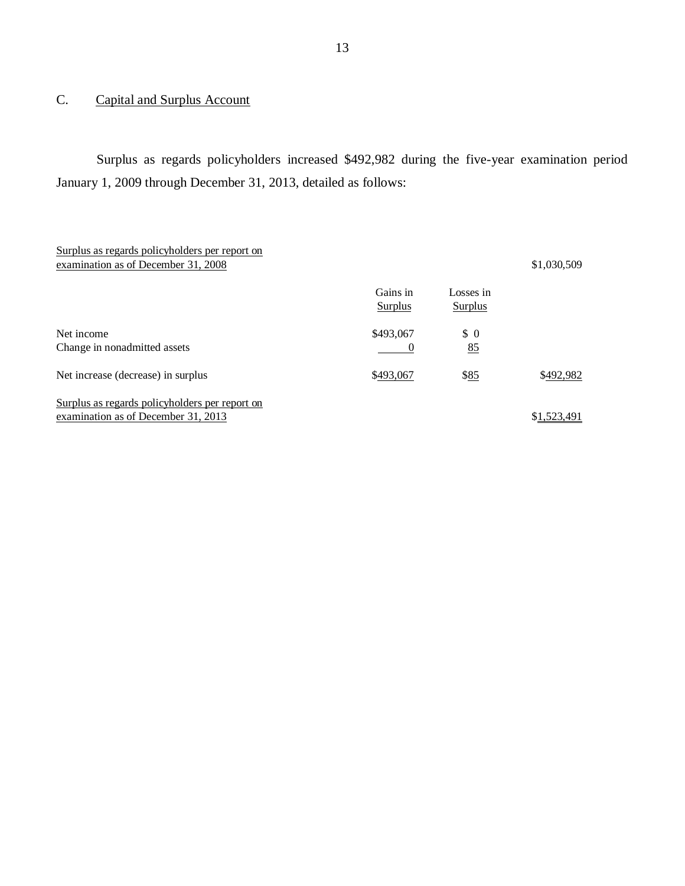## C. Capital and Surplus Account

Surplus as regards policyholders increased $492,982 during the five-year examination period January 1, 2009 through December 31, 2013, detailed as follows:

| | Gains in Surplus | Losses in Surplus | |
|---|---|---|---|
| Surplus as regards policyholders per report on examination as of December 31, 2008 | | | $1,030,509 |
| Net income | $493,067 | $ 0 | |
| Change in nonadmitted assets | 0 | 85 | |
| Net increase (decrease) in surplus | $493,067 | $85 | $492,982 |
| Surplus as regards policyholders per report on examination as of December 31, 2013 | | | $1,523,491 |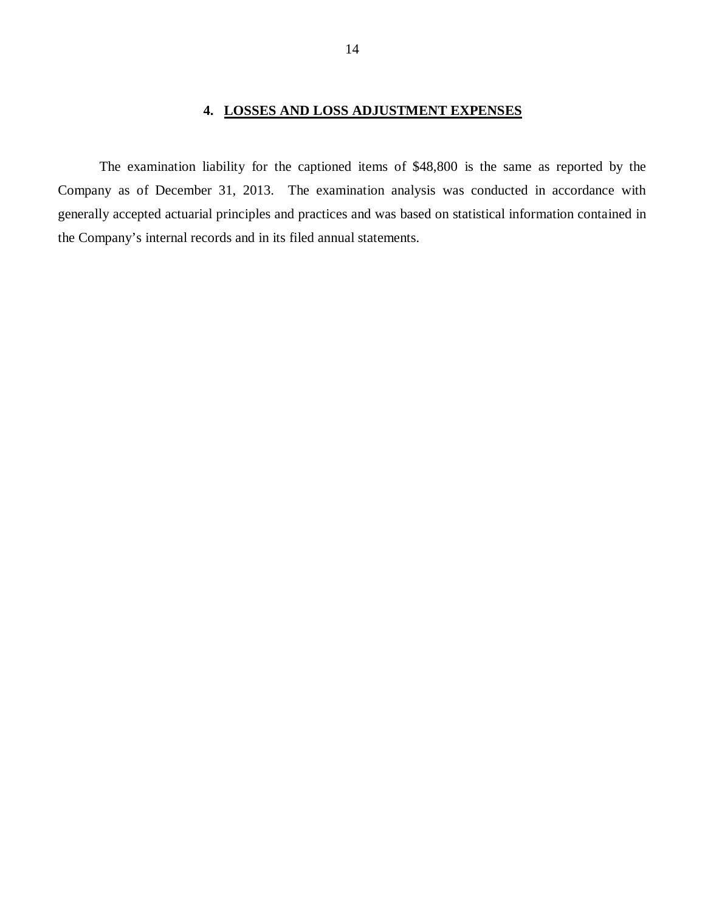## 4. LOSSES AND LOSS ADJUSTMENT EXPENSES

The examination liability for the captioned items of $48,800 is the same as reported by the Company as of December 31, 2013. The examination analysis was conducted in accordance with generally accepted actuarial principles and practices and was based on statistical information contained in the Company's internal records and in its filed annual statements.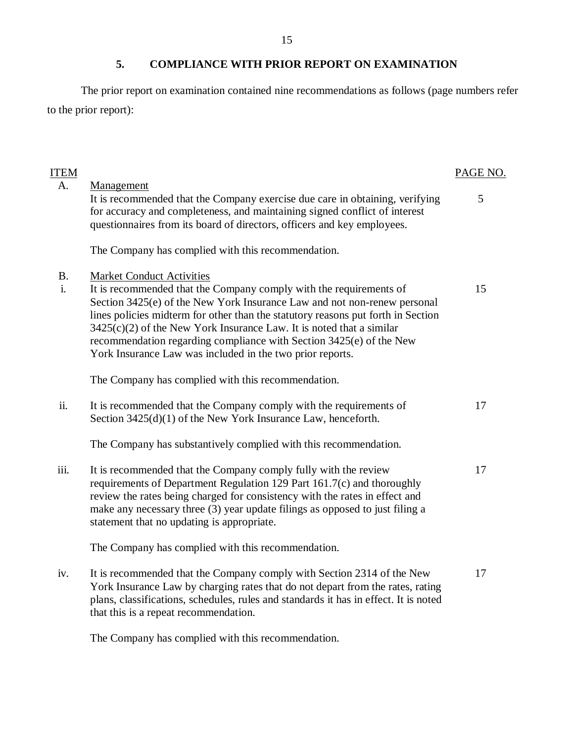## 5. COMPLIANCE WITH PRIOR REPORT ON EXAMINATION

The prior report on examination contained nine recommendations as follows (page numbers refer to the prior report):

| ITEM | | PAGE NO. |
|---|---|---|
| A. | Management<br>It is recommended that the Company exercise due care in obtaining, verifying for accuracy and completeness, and maintaining signed conflict of interest questionnaires from its board of directors, officers and key employees.<br><br>The Company has complied with this recommendation. | 5 |
| B.<br>i. | Market Conduct Activities<br>It is recommended that the Company comply with the requirements of Section 3425(e) of the New York Insurance Law and not non-renew personal lines policies midterm for other than the statutory reasons put forth in Section 3425(c)(2) of the New York Insurance Law. It is noted that a similar recommendation regarding compliance with Section 3425(e) of the New York Insurance Law was included in the two prior reports.<br><br>The Company has complied with this recommendation. | 15 |
| ii. | It is recommended that the Company comply with the requirements of Section 3425(d)(1) of the New York Insurance Law, henceforth.<br><br>The Company has substantively complied with this recommendation. | 17 |
| iii. | It is recommended that the Company comply fully with the review requirements of Department Regulation 129 Part 161.7(c) and thoroughly review the rates being charged for consistency with the rates in effect and make any necessary three (3) year update filings as opposed to just filing a statement that no updating is appropriate.<br><br>The Company has complied with this recommendation. | 17 |
| iv. | It is recommended that the Company comply with Section 2314 of the New York Insurance Law by charging rates that do not depart from the rates, rating plans, classifications, schedules, rules and standards it has in effect. It is noted that this is a repeat recommendation.<br><br>The Company has complied with this recommendation. | 17 |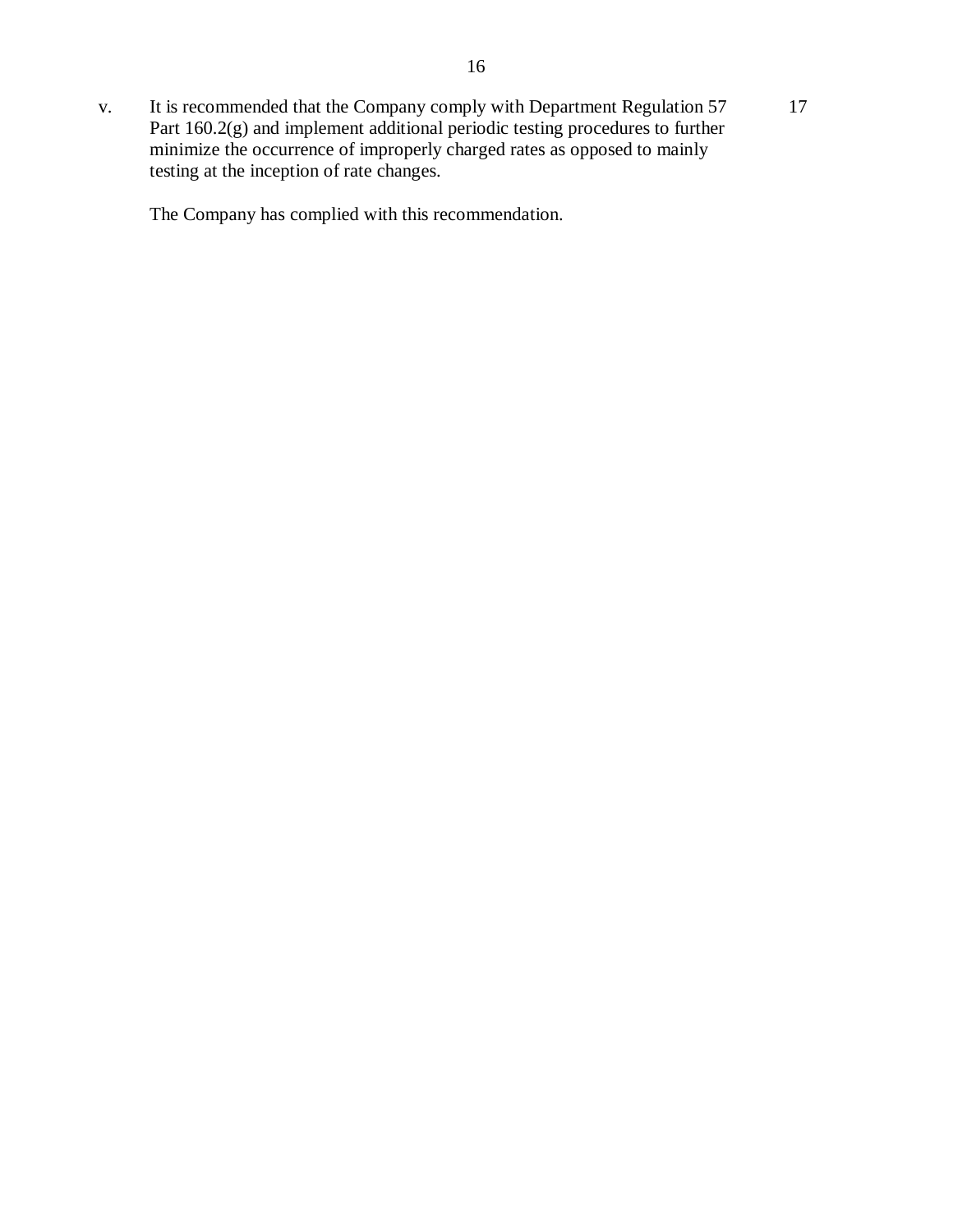| | | |
|---|---|---|
| v. | It is recommended that the Company comply with Department Regulation 57 Part 160.2(g) and implement additional periodic testing procedures to further minimize the occurrence of improperly charged rates as opposed to mainly testing at the inception of rate changes.<br><br>The Company has complied with this recommendation. | 17 |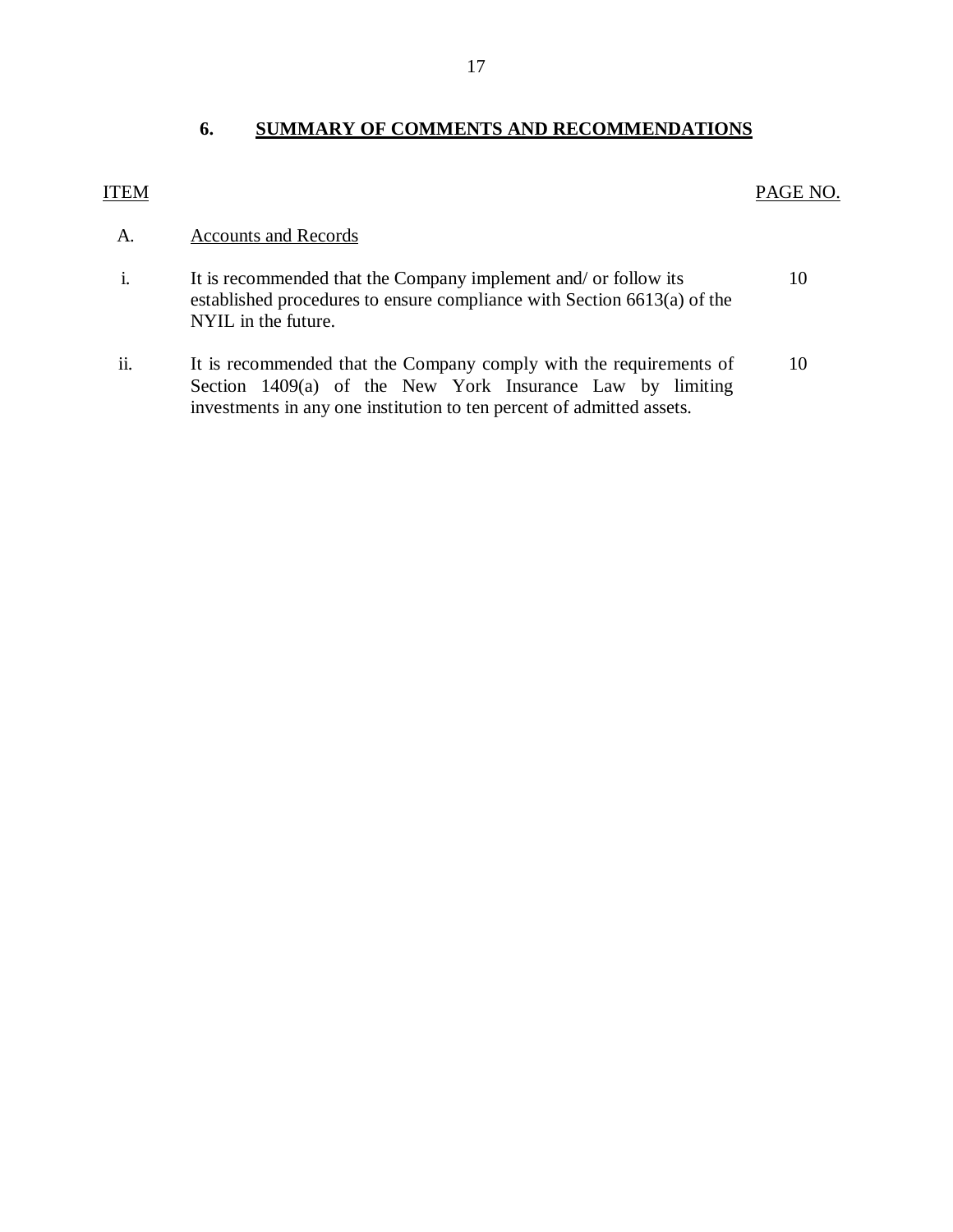## 6. SUMMARY OF COMMENTS AND RECOMMENDATIONS

| ITEM | | PAGE NO. |
|---|---|---|
| A. | Accounts and Records | |
| i. | It is recommended that the Company implement and/ or follow its established procedures to ensure compliance with Section 6613(a) of the NYIL in the future. | 10 |
| ii. | It is recommended that the Company comply with the requirements of Section 1409(a) of the New York Insurance Law by limiting investments in any one institution to ten percent of admitted assets. | 10 |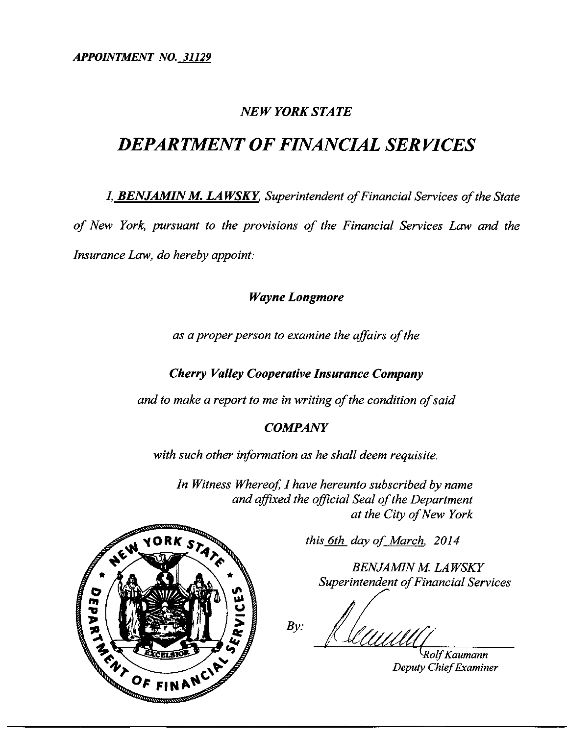*APPOINTMENT NO. 31129*

## *NEW YORK STATE*

# *DEPARTMENT OF FINANCIAL SERVICES*

*I, **BENJAMIN M. LAWSKY**, Superintendent of Financial Services of the State of New York, pursuant to the provisions of the Financial Services Law and the Insurance Law, do hereby appoint:*

***Wayne Longmore***

*as a proper person to examine the affairs of the*

***Cherry Valley Cooperative Insurance Company***

*and to make a report to me in writing of the condition of said*

***COMPANY***

*with such other information as he shall deem requisite.*

*In Witness Whereof, I have hereunto subscribed by name and affixed the official Seal of the Department at the City of New York*

*this 6th day of March, 2014*

*BENJAMIN M. LAWSKY*
*Superintendent of Financial Services*

*By:*

*Rolf Kaumann*
*Deputy Chief Examiner*